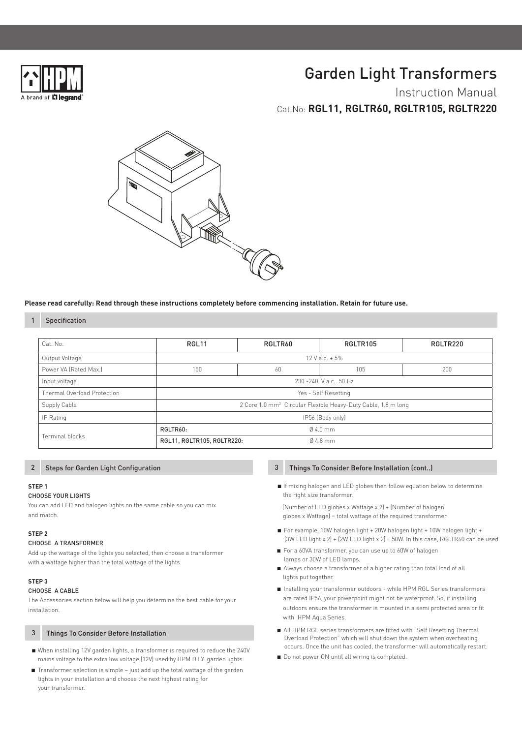# Garden Light Transformers

## Instruction Manual

Cat.No: **RGL11, RGLTR60, RGLTR105, RGLTR220**

**Please read carefully: Read through these instructions completely before commencing installation. Retain for future use.**

## 1 Specification

| Cat. No. | RGL11 | RGLTR60 | RGLTR105 | RGLTR220 |
|---|---|---|---|---|
| Output Voltage | 12 V a.c. ± 5% | | | |
| Power VA (Rated Max.) | 150 | 60 | 105 | 200 |
| Input voltage | 230 -240 V a.c. 50 Hz | | | |
| Thermal Overload Protection | Yes - Self Resetting | | | |
| Supply Cable | 2 Core 1.0 mm² Circular Flexible Heavy-Duty Cable, 1.8 m long | | | |
| IP Rating | IP56 (Body only) | | | |
| Terminal blocks | RGLTR60: | Ø 4.0 mm | | |
| | RGL11, RGLTR105, RGLTR220: | Ø 4.8 mm | | |

## 2 Steps for Garden Light Configuration

**STEP 1**

CHOOSE YOUR LIGHTS

You can add LED and halogen lights on the same cable so you can mix and match.

**STEP 2**

CHOOSE A TRANSFORMER

Add up the wattage of the lights you selected, then choose a transformer with a wattage higher than the total wattage of the lights.

**STEP 3**

CHOOSE A CABLE

The Accessories section below will help you determine the best cable for your installation.

## 3 Things To Consider Before Installation

- When installing 12V garden lights, a transformer is required to reduce the 240V mains voltage to the extra low voltage (12V) used by HPM D.I.Y. garden lights.
- Transformer selection is simple – just add up the total wattage of the garden lights in your installation and choose the next highest rating for your transformer.

## 3 Things To Consider Before Installation (cont..)

- If mixing halogen and LED globes then follow equation below to determine the right size transformer.

  (Number of LED globes x Wattage x 2) + (Number of halogen globes x Wattage) = total wattage of the required transformer

- For example, 10W halogen light + 20W halogen light + 10W halogen light + (3W LED light x 2) + (2W LED light x 2) = 50W. In this case, RGLTR60 can be used.
- For a 60VA transformer, you can use up to 60W of halogen lamps or 30W of LED lamps.
- Always choose a transformer of a higher rating than total load of all lights put together.
- Installing your transformer outdoors - while HPM RGL Series transformers are rated IP56, your powerpoint might not be waterproof. So, if installing outdoors ensure the transformer is mounted in a semi protected area or fit with HPM Aqua Series.
- All HPM RGL series transformers are fitted with "Self Resetting Thermal Overload Protection" which will shut down the system when overheating occurs. Once the unit has cooled, the transformer will automatically restart.
- Do not power ON until all wiring is completed.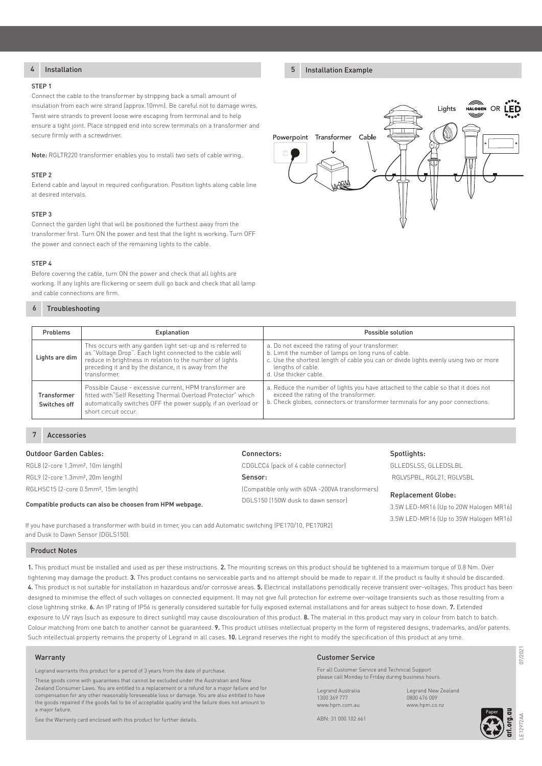## 4 Installation

**STEP 1**

Connect the cable to the transformer by stripping back a small amount of insulation from each wire strand (approx.10mm). Be careful not to damage wires. Twist wire strands to prevent loose wire escaping from terminal and to help ensure a tight joint. Place stripped end into screw terminals on a transformer and secure firmly with a screwdriver.

**Note:** RGLTR220 transformer enables you to install two sets of cable wiring.

**STEP 2**

Extend cable and layout in required configuration. Position lights along cable line at desired intervals.

**STEP 3**

Connect the garden light that will be positioned the furthest away from the transformer first. Turn ON the power and test that the light is working. Turn OFF the power and connect each of the remaining lights to the cable.

**STEP 4**

Before covering the cable, turn ON the power and check that all lights are working. If any lights are flickering or seem dull go back and check that all lamp and cable connections are firm.

## 5 Installation Example

Powerpoint
Transformer
Cable
Lights
HALOGEN OR LED

## 6 Troubleshooting

| Problems | Explanation | Possible solution |
| --- | --- | --- |
| Lights are dim | This occurs with any garden light set-up and is referred to as "Voltage Drop". Each light connected to the cable will reduce in brightness in relation to the number of lights preceding it and by the distance, it is away from the transformer. | a. Do not exceed the rating of your transformer. b. Limit the number of lamps on long runs of cable. c. Use the shortest length of cable you can or divide lights evenly using two or more lengths of cable. d. Use thicker cable. |
| Transformer Switches off | Possible Cause - excessive current, HPM transformer are fitted with"Self Resetting Thermal Overload Protector" which automatically switches OFF the power supply, if an overload or short circuit occur. | a. Reduce the number of lights you have attached to the cable so that it does not exceed the rating of the transformer. b. Check globes, connectors or transformer terminals for any poor connections. |

## 7 Accessories

**Outdoor Garden Cables:**

RGL8 (2-core 1.3mm², 10m length)

RGL9 (2-core 1.3mm², 20m length)

RGLHSC15 (2-core 0.5mm², 15m length)

**Compatible products can also be choosen from HPM webpage.**

**Connectors:**

CDGLCC4 (pack of 4 cable connector)

**Sensor:**

(Compatible only with 60VA -200VA transformers)

DGLS150 (150W dusk to dawn sensor)

**Spotlights:**

GLLEDSLSS, GLLEDSLBL

RGLVSPBL, RGL21, RGLVSBL

**Replacement Globe:**

3.5W LED-MR16 (Up to 20W Halogen MR16)

3.5W LED-MR16 (Up to 35W Halogen MR16)

If you have purchased a transformer with build in timer, you can add Automatic switching (PE170/10, PE170R2) and Dusk to Dawn Sensor (DGLS150).

## Product Notes

**1.** This product must be installed and used as per these instructions. **2.** The mounting screws on this product should be tightened to a maximum torque of 0.8 Nm. Over tightening may damage the product. **3.** This product contains no serviceable parts and no attempt should be made to repair it. If the product is faulty it should be discarded. **4.** This product is not suitable for installation in hazardous and/or corrosive areas. **5.** Electrical installations periodically receive transient over-voltages. This product has been designed to minimise the effect of such voltages on connected equipment. It may not give full protection for extreme over-voltage transients such as those resulting from a close lightning strike. **6.** An IP rating of IP56 is generally considered suitable for fully exposed external installations and for areas subject to hose down. **7.** Extended exposure to UV rays (such as exposure to direct sunlight) may cause discolouration of this product. **8.** The material in this product may vary in colour from batch to batch. Colour matching from one batch to another cannot be guaranteed. **9.** This product utilises intellectual property in the form of registered designs, trademarks, and/or patents. Such intellectual property remains the property of Legrand in all cases. **10.** Legrand reserves the right to modify the specification of this product at any time.

## Warranty

Legrand warrants this product for a period of 3 years from the date of purchase.

These goods come with guarantees that cannot be excluded under the Australian and New Zealand Consumer Laws. You are entitled to a replacement or a refund for a major failure and for compensation for any other reasonably foreseeable loss or damage. You are also entitled to have the goods repaired if the goods fail to be of acceptable quality and the failure does not amount to a major failure.

See the Warranty card enclosed with this product for further details.

## Customer Service

For all Customer Service and Technical Support please call Monday to Friday during business hours.

Legrand Australia
1300 369 777
www.hpm.com.au

Legrand New Zealand
0800 476 009
www.hpm.co.nz

ABN: 31 000 102 661

07/2021

LE12972AA